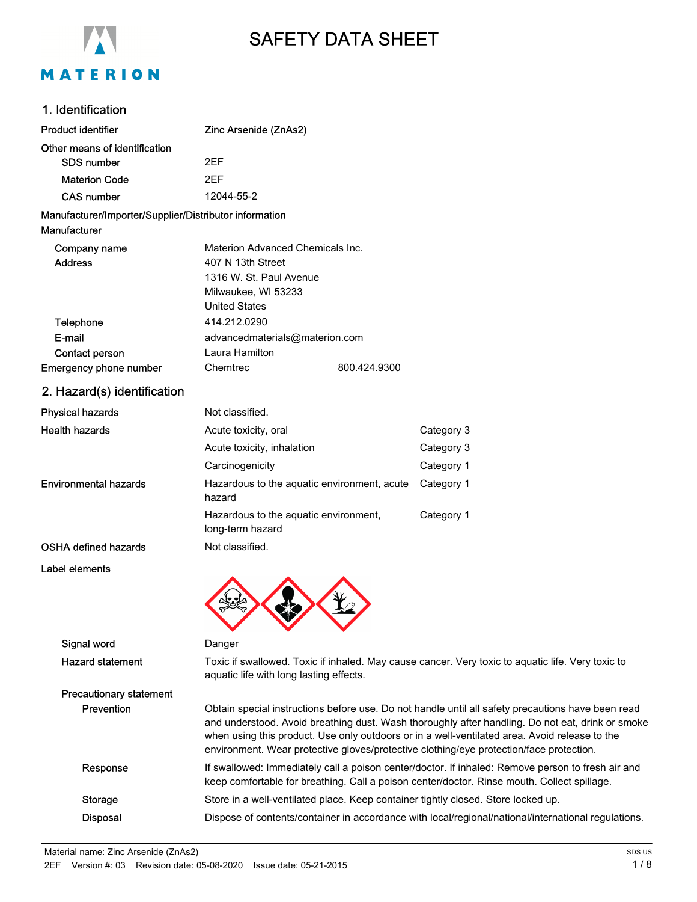# SAFETY DATA SHEET

## 1. Identification

| | |
|---|---|
| Product identifier | Zinc Arsenide (ZnAs2) |
| Other means of identification | |
| SDS number | 2EF |
| Materion Code | 2EF |
| CAS number | 12044-55-2 |

**Manufacturer/Importer/Supplier/Distributor information**

**Manufacturer**

| | |
|---|---|
| Company name | Materion Advanced Chemicals Inc. |
| Address | 407 N 13th Street<br>1316 W. St. Paul Avenue<br>Milwaukee, WI 53233<br>United States |
| Telephone | 414.212.0290 |
| E-mail | advancedmaterials@materion.com |
| Contact person | Laura Hamilton |
| Emergency phone number | Chemtrec 800.424.9300 |

## 2. Hazard(s) identification

| | | |
|---|---|---|
| Physical hazards | Not classified. | |
| Health hazards | Acute toxicity, oral | Category 3 |
| | Acute toxicity, inhalation | Category 3 |
| | Carcinogenicity | Category 1 |
| Environmental hazards | Hazardous to the aquatic environment, acute hazard | Category 1 |
| | Hazardous to the aquatic environment, long-term hazard | Category 1 |
| OSHA defined hazards | Not classified. | |

**Label elements**

| | |
|---|---|
| Signal word | Danger |
| Hazard statement | Toxic if swallowed. Toxic if inhaled. May cause cancer. Very toxic to aquatic life. Very toxic to aquatic life with long lasting effects. |

**Precautionary statement**

| | |
|---|---|
| Prevention | Obtain special instructions before use. Do not handle until all safety precautions have been read and understood. Avoid breathing dust. Wash thoroughly after handling. Do not eat, drink or smoke when using this product. Use only outdoors or in a well-ventilated area. Avoid release to the environment. Wear protective gloves/protective clothing/eye protection/face protection. |
| Response | If swallowed: Immediately call a poison center/doctor. If inhaled: Remove person to fresh air and keep comfortable for breathing. Call a poison center/doctor. Rinse mouth. Collect spillage. |
| Storage | Store in a well-ventilated place. Keep container tightly closed. Store locked up. |
| Disposal | Dispose of contents/container in accordance with local/regional/national/international regulations. |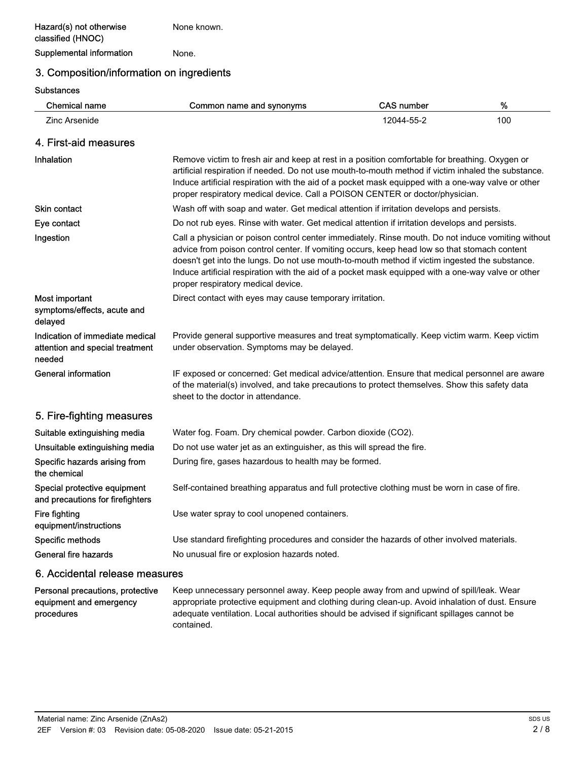| | |
|---|---|
| **Hazard(s) not otherwise classified (HNOC)** | None known. |
| **Supplemental information** | None. |

## 3. Composition/information on ingredients

**Substances**

| Chemical name | Common name and synonyms | CAS number | % |
|---|---|---|---|
| Zinc Arsenide | | 12044-55-2 | 100 |

## 4. First-aid measures

| | |
|---|---|
| **Inhalation** | Remove victim to fresh air and keep at rest in a position comfortable for breathing. Oxygen or artificial respiration if needed. Do not use mouth-to-mouth method if victim inhaled the substance. Induce artificial respiration with the aid of a pocket mask equipped with a one-way valve or other proper respiratory medical device. Call a POISON CENTER or doctor/physician. |
| **Skin contact** | Wash off with soap and water. Get medical attention if irritation develops and persists. |
| **Eye contact** | Do not rub eyes. Rinse with water. Get medical attention if irritation develops and persists. |
| **Ingestion** | Call a physician or poison control center immediately. Rinse mouth. Do not induce vomiting without advice from poison control center. If vomiting occurs, keep head low so that stomach content doesn't get into the lungs. Do not use mouth-to-mouth method if victim ingested the substance. Induce artificial respiration with the aid of a pocket mask equipped with a one-way valve or other proper respiratory medical device. |
| **Most important symptoms/effects, acute and delayed** | Direct contact with eyes may cause temporary irritation. |
| **Indication of immediate medical attention and special treatment needed** | Provide general supportive measures and treat symptomatically. Keep victim warm. Keep victim under observation. Symptoms may be delayed. |
| **General information** | IF exposed or concerned: Get medical advice/attention. Ensure that medical personnel are aware of the material(s) involved, and take precautions to protect themselves. Show this safety data sheet to the doctor in attendance. |

## 5. Fire-fighting measures

| | |
|---|---|
| **Suitable extinguishing media** | Water fog. Foam. Dry chemical powder. Carbon dioxide ($CO_2$). |
| **Unsuitable extinguishing media** | Do not use water jet as an extinguisher, as this will spread the fire. |
| **Specific hazards arising from the chemical** | During fire, gases hazardous to health may be formed. |
| **Special protective equipment and precautions for firefighters** | Self-contained breathing apparatus and full protective clothing must be worn in case of fire. |
| **Fire fighting equipment/instructions** | Use water spray to cool unopened containers. |
| **Specific methods** | Use standard firefighting procedures and consider the hazards of other involved materials. |
| **General fire hazards** | No unusual fire or explosion hazards noted. |

## 6. Accidental release measures

| | |
|---|---|
| **Personal precautions, protective equipment and emergency procedures** | Keep unnecessary personnel away. Keep people away from and upwind of spill/leak. Wear appropriate protective equipment and clothing during clean-up. Avoid inhalation of dust. Ensure adequate ventilation. Local authorities should be advised if significant spillages cannot be contained. |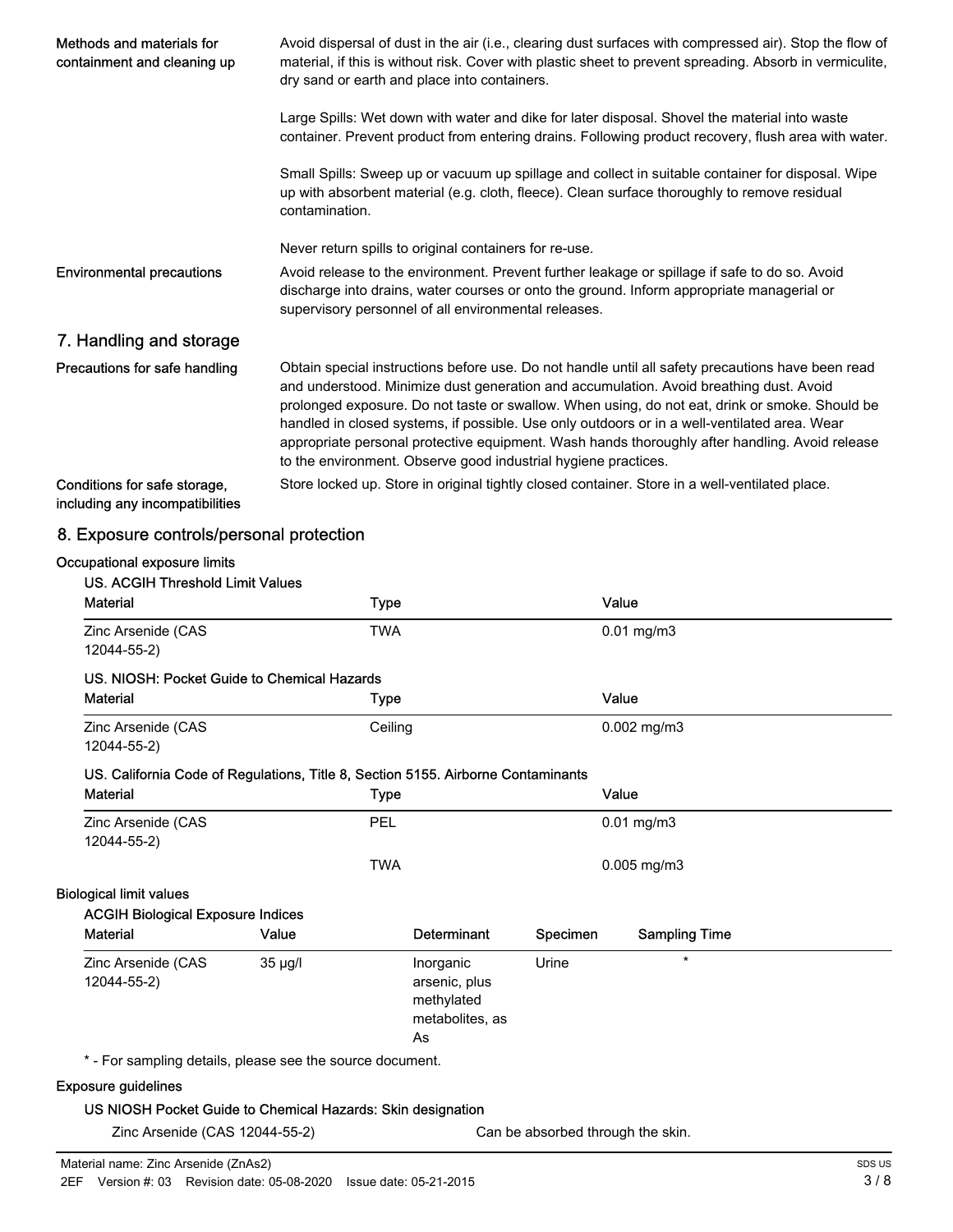| | |
|---|---|
| **Methods and materials for containment and cleaning up** | Avoid dispersal of dust in the air (i.e., clearing dust surfaces with compressed air). Stop the flow of material, if this is without risk. Cover with plastic sheet to prevent spreading. Absorb in vermiculite, dry sand or earth and place into containers.<br><br>Large Spills: Wet down with water and dike for later disposal. Shovel the material into waste container. Prevent product from entering drains. Following product recovery, flush area with water.<br><br>Small Spills: Sweep up or vacuum up spillage and collect in suitable container for disposal. Wipe up with absorbent material (e.g. cloth, fleece). Clean surface thoroughly to remove residual contamination.<br><br>Never return spills to original containers for re-use. |
| **Environmental precautions** | Avoid release to the environment. Prevent further leakage or spillage if safe to do so. Avoid discharge into drains, water courses or onto the ground. Inform appropriate managerial or supervisory personnel of all environmental releases. |

## 7. Handling and storage

| | |
|---|---|
| **Precautions for safe handling** | Obtain special instructions before use. Do not handle until all safety precautions have been read and understood. Minimize dust generation and accumulation. Avoid breathing dust. Avoid prolonged exposure. Do not taste or swallow. When using, do not eat, drink or smoke. Should be handled in closed systems, if possible. Use only outdoors or in a well-ventilated area. Wear appropriate personal protective equipment. Wash hands thoroughly after handling. Avoid release to the environment. Observe good industrial hygiene practices. |
| **Conditions for safe storage, including any incompatibilities** | Store locked up. Store in original tightly closed container. Store in a well-ventilated place. |

## 8. Exposure controls/personal protection

**Occupational exposure limits**

**US. ACGIH Threshold Limit Values**

| Material | Type | Value |
|---|---|---|
| Zinc Arsenide (CAS 12044-55-2) | TWA | 0.01 mg/m3 |

**US. NIOSH: Pocket Guide to Chemical Hazards**

| Material | Type | Value |
|---|---|---|
| Zinc Arsenide (CAS 12044-55-2) | Ceiling | 0.002 mg/m3 |

**US. California Code of Regulations, Title 8, Section 5155. Airborne Contaminants**

| Material | Type | Value |
|---|---|---|
| Zinc Arsenide (CAS 12044-55-2) | PEL | 0.01 mg/m3 |
| | TWA | 0.005 mg/m3 |

**Biological limit values**

**ACGIH Biological Exposure Indices**

| Material | Value | Determinant | Specimen | Sampling Time |
|---|---|---|---|---|
| Zinc Arsenide (CAS 12044-55-2) | 35 µg/l | Inorganic arsenic, plus methylated metabolites, as As | Urine | * |

* - For sampling details, please see the source document.

**Exposure guidelines**

**US NIOSH Pocket Guide to Chemical Hazards: Skin designation**

| | |
|---|---|
| Zinc Arsenide (CAS 12044-55-2) | Can be absorbed through the skin. |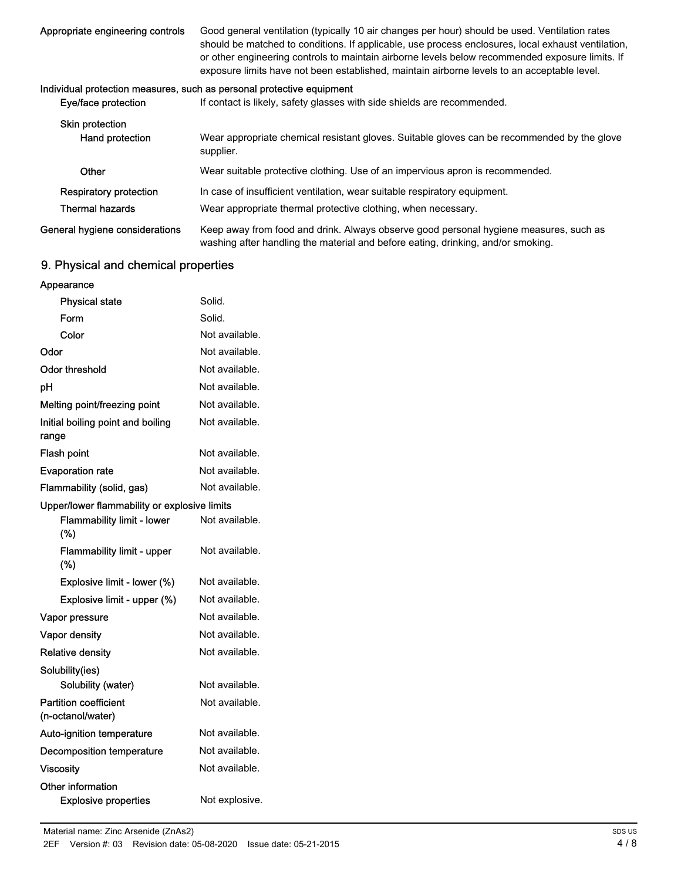| | |
|---|---|
| **Appropriate engineering controls** | Good general ventilation (typically 10 air changes per hour) should be used. Ventilation rates should be matched to conditions. If applicable, use process enclosures, local exhaust ventilation, or other engineering controls to maintain airborne levels below recommended exposure limits. If exposure limits have not been established, maintain airborne levels to an acceptable level. |

**Individual protection measures, such as personal protective equipment**

| | |
|---|---|
| Eye/face protection | If contact is likely, safety glasses with side shields are recommended. |
| Skin protection | |
| Hand protection | Wear appropriate chemical resistant gloves. Suitable gloves can be recommended by the glove supplier. |
| Other | Wear suitable protective clothing. Use of an impervious apron is recommended. |
| Respiratory protection | In case of insufficient ventilation, wear suitable respiratory equipment. |
| Thermal hazards | Wear appropriate thermal protective clothing, when necessary. |
| **General hygiene considerations** | Keep away from food and drink. Always observe good personal hygiene measures, such as washing after handling the material and before eating, drinking, and/or smoking. |

## 9. Physical and chemical properties

| | |
|---|---|
| **Appearance** | |
| Physical state | Solid. |
| Form | Solid. |
| Color | Not available. |
| **Odor** | Not available. |
| **Odor threshold** | Not available. |
| **pH** | Not available. |
| **Melting point/freezing point** | Not available. |
| **Initial boiling point and boiling range** | Not available. |
| **Flash point** | Not available. |
| **Evaporation rate** | Not available. |
| **Flammability (solid, gas)** | Not available. |
| **Upper/lower flammability or explosive limits** | |
| Flammability limit - lower (%) | Not available. |
| Flammability limit - upper (%) | Not available. |
| Explosive limit - lower (%) | Not available. |
| Explosive limit - upper (%) | Not available. |
| **Vapor pressure** | Not available. |
| **Vapor density** | Not available. |
| **Relative density** | Not available. |
| **Solubility(ies)** | |
| Solubility (water) | Not available. |
| **Partition coefficient (n-octanol/water)** | Not available. |
| **Auto-ignition temperature** | Not available. |
| **Decomposition temperature** | Not available. |
| **Viscosity** | Not available. |
| **Other information** | |
| Explosive properties | Not explosive. |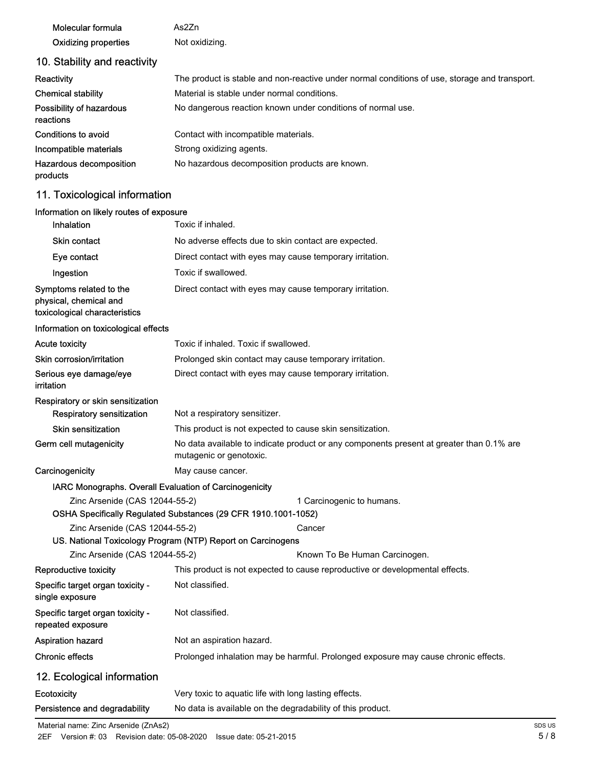| | |
|---|---|
| Molecular formula | As2Zn |
| Oxidizing properties | Not oxidizing. |

## 10. Stability and reactivity

| | |
|---|---|
| Reactivity | The product is stable and non-reactive under normal conditions of use, storage and transport. |
| Chemical stability | Material is stable under normal conditions. |
| Possibility of hazardous reactions | No dangerous reaction known under conditions of normal use. |
| Conditions to avoid | Contact with incompatible materials. |
| Incompatible materials | Strong oxidizing agents. |
| Hazardous decomposition products | No hazardous decomposition products are known. |

## 11. Toxicological information

**Information on likely routes of exposure**

| | |
|---|---|
| Inhalation | Toxic if inhaled. |
| Skin contact | No adverse effects due to skin contact are expected. |
| Eye contact | Direct contact with eyes may cause temporary irritation. |
| Ingestion | Toxic if swallowed. |
| Symptoms related to the physical, chemical and toxicological characteristics | Direct contact with eyes may cause temporary irritation. |

**Information on toxicological effects**

| | |
|---|---|
| Acute toxicity | Toxic if inhaled. Toxic if swallowed. |
| Skin corrosion/irritation | Prolonged skin contact may cause temporary irritation. |
| Serious eye damage/eye irritation | Direct contact with eyes may cause temporary irritation. |

**Respiratory or skin sensitization**

| | |
|---|---|
| Respiratory sensitization | Not a respiratory sensitizer. |
| Skin sensitization | This product is not expected to cause skin sensitization. |
| Germ cell mutagenicity | No data available to indicate product or any components present at greater than 0.1% are mutagenic or genotoxic. |
| Carcinogenicity | May cause cancer. |

**IARC Monographs. Overall Evaluation of Carcinogenicity**

| | |
|---|---|
| Zinc Arsenide (CAS 12044-55-2) | 1 Carcinogenic to humans. |

**OSHA Specifically Regulated Substances (29 CFR 1910.1001-1052)**

| | |
|---|---|
| Zinc Arsenide (CAS 12044-55-2) | Cancer |

**US. National Toxicology Program (NTP) Report on Carcinogens**

| | |
|---|---|
| Zinc Arsenide (CAS 12044-55-2) | Known To Be Human Carcinogen. |

| | |
|---|---|
| Reproductive toxicity | This product is not expected to cause reproductive or developmental effects. |
| Specific target organ toxicity - single exposure | Not classified. |
| Specific target organ toxicity - repeated exposure | Not classified. |
| Aspiration hazard | Not an aspiration hazard. |
| Chronic effects | Prolonged inhalation may be harmful. Prolonged exposure may cause chronic effects. |

## 12. Ecological information

| | |
|---|---|
| Ecotoxicity | Very toxic to aquatic life with long lasting effects. |
| Persistence and degradability | No data is available on the degradability of this product. |

Material name: Zinc Arsenide (ZnAs2)

2EF Version #: 03 Revision date: 05-08-2020 Issue date: 05-21-2015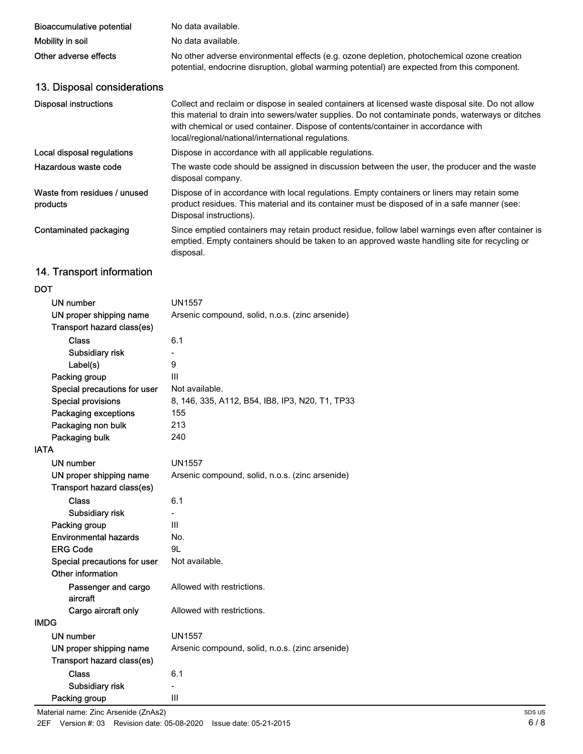| | |
|---|---|
| Bioaccumulative potential | No data available. |
| Mobility in soil | No data available. |
| Other adverse effects | No other adverse environmental effects (e.g. ozone depletion, photochemical ozone creation potential, endocrine disruption, global warming potential) are expected from this component. |

## 13. Disposal considerations

| | |
|---|---|
| Disposal instructions | Collect and reclaim or dispose in sealed containers at licensed waste disposal site. Do not allow this material to drain into sewers/water supplies. Do not contaminate ponds, waterways or ditches with chemical or used container. Dispose of contents/container in accordance with local/regional/national/international regulations. |
| Local disposal regulations | Dispose in accordance with all applicable regulations. |
| Hazardous waste code | The waste code should be assigned in discussion between the user, the producer and the waste disposal company. |
| Waste from residues / unused products | Dispose of in accordance with local regulations. Empty containers or liners may retain some product residues. This material and its container must be disposed of in a safe manner (see: Disposal instructions). |
| Contaminated packaging | Since emptied containers may retain product residue, follow label warnings even after container is emptied. Empty containers should be taken to an approved waste handling site for recycling or disposal. |

## 14. Transport information

**DOT**

| | |
|---|---|
| UN number | UN1557 |
| UN proper shipping name | Arsenic compound, solid, n.o.s. (zinc arsenide) |
| Transport hazard class(es) | |
| Class | 6.1 |
| Subsidiary risk | - |
| Label(s) | 9 |
| Packing group | III |
| Special precautions for user | Not available. |
| Special provisions | 8, 146, 335, A112, B54, IB8, IP3, N20, T1, TP33 |
| Packaging exceptions | 155 |
| Packaging non bulk | 213 |
| Packaging bulk | 240 |

**IATA**

| | |
|---|---|
| UN number | UN1557 |
| UN proper shipping name | Arsenic compound, solid, n.o.s. (zinc arsenide) |
| Transport hazard class(es) | |
| Class | 6.1 |
| Subsidiary risk | - |
| Packing group | III |
| Environmental hazards | No. |
| ERG Code | 9L |
| Special precautions for user | Not available. |
| Other information | |
| Passenger and cargo aircraft | Allowed with restrictions. |
| Cargo aircraft only | Allowed with restrictions. |

**IMDG**

| | |
|---|---|
| UN number | UN1557 |
| UN proper shipping name | Arsenic compound, solid, n.o.s. (zinc arsenide) |
| Transport hazard class(es) | |
| Class | 6.1 |
| Subsidiary risk | - |
| Packing group | III |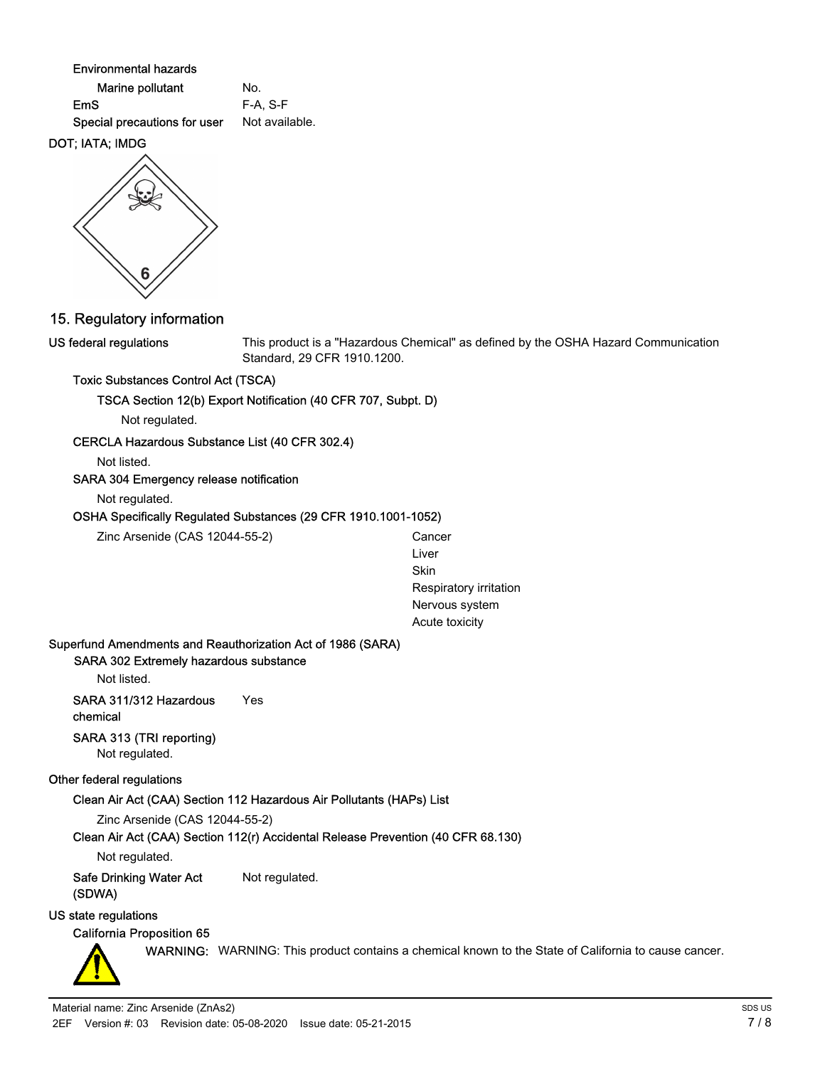**Environmental hazards**

| | |
|---|---|
| **Marine pollutant** | No. |
| **EmS** | F-A, S-F |
| **Special precautions for user** | Not available. |

**DOT; IATA; IMDG**

## 15. Regulatory information

**US federal regulations**

This product is a "Hazardous Chemical" as defined by the OSHA Hazard Communication Standard, 29 CFR 1910.1200.

**Toxic Substances Control Act (TSCA)**

**TSCA Section 12(b) Export Notification (40 CFR 707, Subpt. D)**

Not regulated.

**CERCLA Hazardous Substance List (40 CFR 302.4)**

Not listed.

**SARA 304 Emergency release notification**

Not regulated.

**OSHA Specifically Regulated Substances (29 CFR 1910.1001-1052)**

| | |
|---|---|
| Zinc Arsenide (CAS 12044-55-2) | Cancer<br>Liver<br>Skin<br>Respiratory irritation<br>Nervous system<br>Acute toxicity |

**Superfund Amendments and Reauthorization Act of 1986 (SARA)**

**SARA 302 Extremely hazardous substance**

Not listed.

**SARA 311/312 Hazardous chemical** Yes

**SARA 313 (TRI reporting)**

Not regulated.

**Other federal regulations**

**Clean Air Act (CAA) Section 112 Hazardous Air Pollutants (HAPs) List**

Zinc Arsenide (CAS 12044-55-2)

**Clean Air Act (CAA) Section 112(r) Accidental Release Prevention (40 CFR 68.130)**

Not regulated.

**Safe Drinking Water Act (SDWA)** Not regulated.

**US state regulations**

**California Proposition 65**

**WARNING:** WARNING: This product contains a chemical known to the State of California to cause cancer.

Material name: Zinc Arsenide ($ZnAs_2$)

2EF Version #: 03 Revision date: 05-08-2020 Issue date: 05-21-2015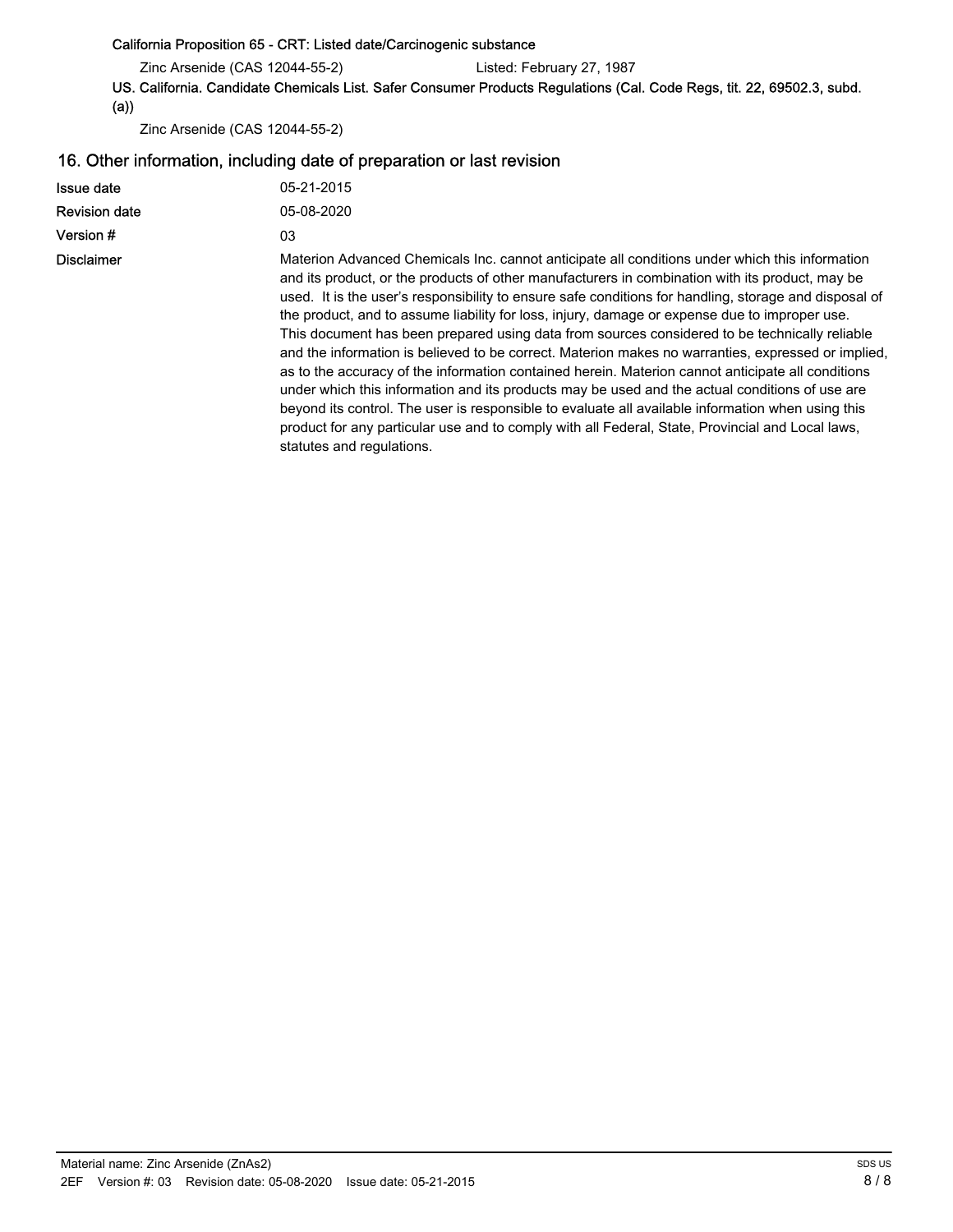**California Proposition 65 - CRT: Listed date/Carcinogenic substance**

Zinc Arsenide (CAS 12044-55-2) Listed: February 27, 1987

**US. California. Candidate Chemicals List. Safer Consumer Products Regulations (Cal. Code Regs, tit. 22, 69502.3, subd. (a))**

Zinc Arsenide (CAS 12044-55-2)

## 16. Other information, including date of preparation or last revision

| | |
|---|---|
| **Issue date** | 05-21-2015 |
| **Revision date** | 05-08-2020 |
| **Version #** | 03 |
| **Disclaimer** | Materion Advanced Chemicals Inc. cannot anticipate all conditions under which this information and its product, or the products of other manufacturers in combination with its product, may be used. It is the user's responsibility to ensure safe conditions for handling, storage and disposal of the product, and to assume liability for loss, injury, damage or expense due to improper use. This document has been prepared using data from sources considered to be technically reliable and the information is believed to be correct. Materion makes no warranties, expressed or implied, as to the accuracy of the information contained herein. Materion cannot anticipate all conditions under which this information and its products may be used and the actual conditions of use are beyond its control. The user is responsible to evaluate all available information when using this product for any particular use and to comply with all Federal, State, Provincial and Local laws, statutes and regulations. |